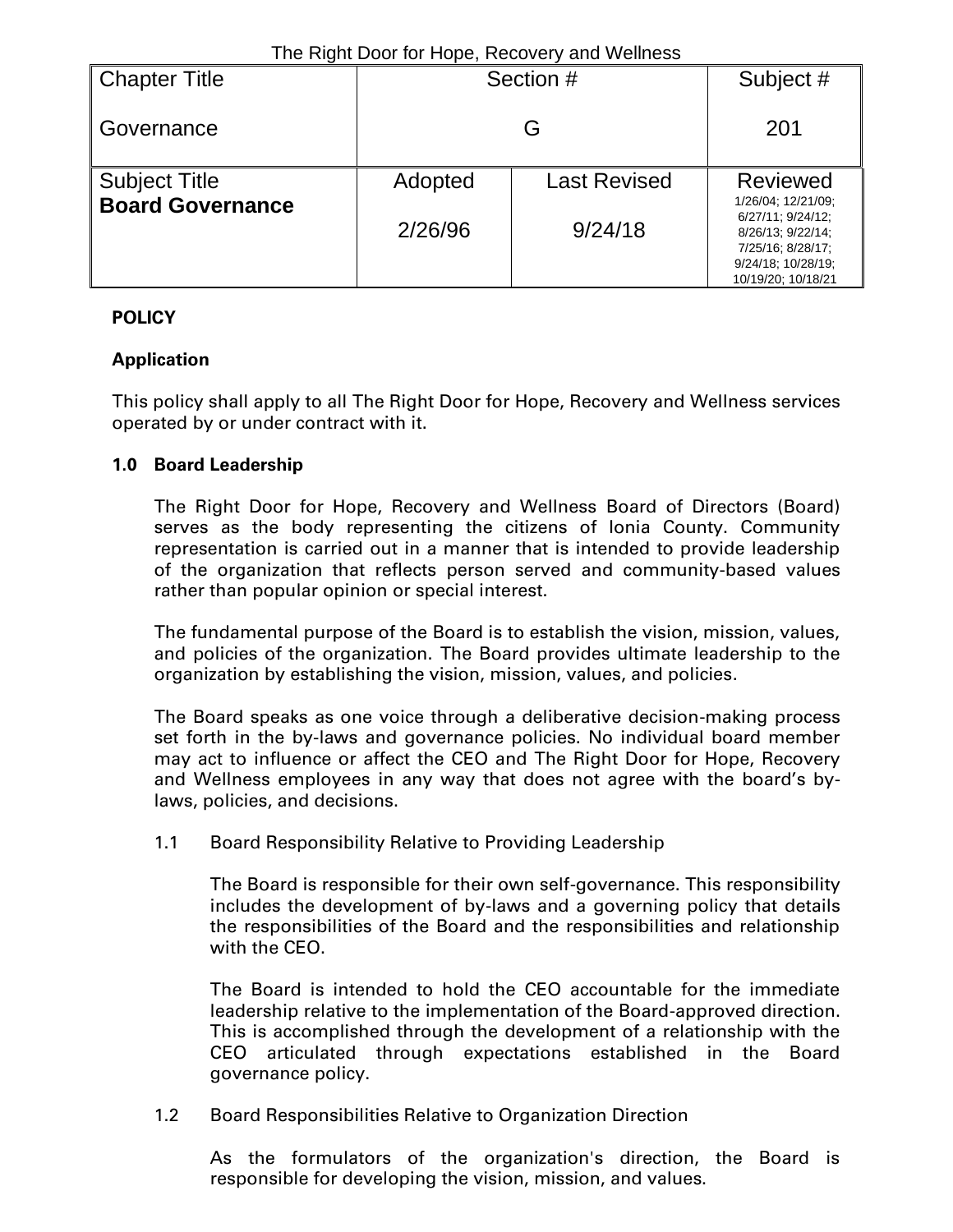The Right Door for Hope, Recovery and Wellness

| Chapter Title | Section # | | Subject # |
|---|---|---|---|
| Governance | G | | 201 |
| **Subject Title** | Adopted | Last Revised | Reviewed |
| **Board Governance** | 2/26/96 | 9/24/18 | 1/26/04; 12/21/09; 6/27/11; 9/24/12; 8/26/13; 9/22/14; 7/25/16; 8/28/17; 9/24/18; 10/28/19; 10/19/20; 10/18/21 |

**POLICY**

**Application**

This policy shall apply to all The Right Door for Hope, Recovery and Wellness services operated by or under contract with it.

**1.0 Board Leadership**

The Right Door for Hope, Recovery and Wellness Board of Directors (Board) serves as the body representing the citizens of Ionia County. Community representation is carried out in a manner that is intended to provide leadership of the organization that reflects person served and community-based values rather than popular opinion or special interest.

The fundamental purpose of the Board is to establish the vision, mission, values, and policies of the organization. The Board provides ultimate leadership to the organization by establishing the vision, mission, values, and policies.

The Board speaks as one voice through a deliberative decision-making process set forth in the by-laws and governance policies. No individual board member may act to influence or affect the CEO and The Right Door for Hope, Recovery and Wellness employees in any way that does not agree with the board's by-laws, policies, and decisions.

1.1 Board Responsibility Relative to Providing Leadership

The Board is responsible for their own self-governance. This responsibility includes the development of by-laws and a governing policy that details the responsibilities of the Board and the responsibilities and relationship with the CEO.

The Board is intended to hold the CEO accountable for the immediate leadership relative to the implementation of the Board-approved direction. This is accomplished through the development of a relationship with the CEO articulated through expectations established in the Board governance policy.

1.2 Board Responsibilities Relative to Organization Direction

As the formulators of the organization's direction, the Board is responsible for developing the vision, mission, and values.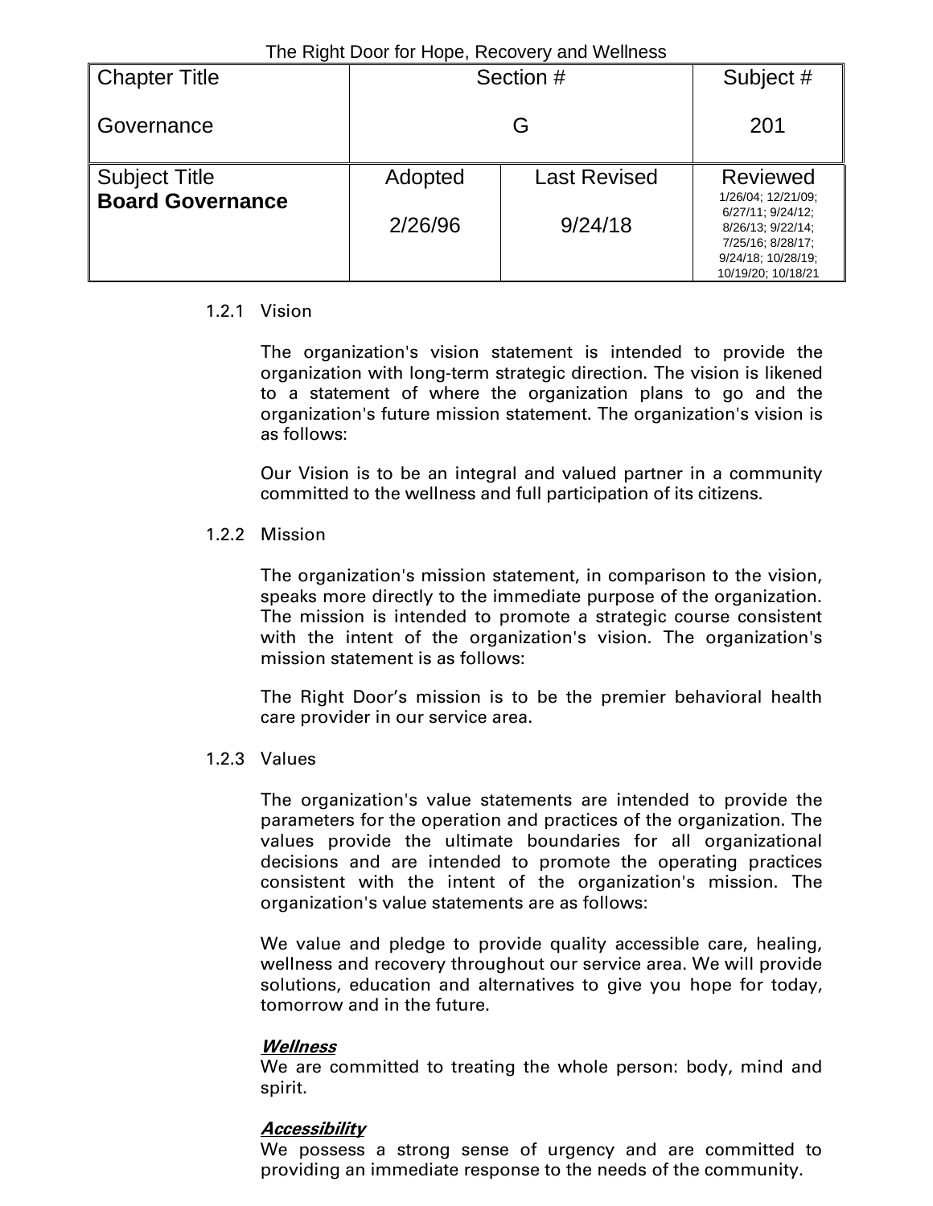1.2.1 Vision

The organization's vision statement is intended to provide the organization with long-term strategic direction. The vision is likened to a statement of where the organization plans to go and the organization's future mission statement. The organization's vision is as follows:

Our Vision is to be an integral and valued partner in a community committed to the wellness and full participation of its citizens.

1.2.2 Mission

The organization's mission statement, in comparison to the vision, speaks more directly to the immediate purpose of the organization. The mission is intended to promote a strategic course consistent with the intent of the organization's vision. The organization's mission statement is as follows:

The Right Door's mission is to be the premier behavioral health care provider in our service area.

1.2.3 Values

The organization's value statements are intended to provide the parameters for the operation and practices of the organization. The values provide the ultimate boundaries for all organizational decisions and are intended to promote the operating practices consistent with the intent of the organization's mission. The organization's value statements are as follows:

We value and pledge to provide quality accessible care, healing, wellness and recovery throughout our service area. We will provide solutions, education and alternatives to give you hope for today, tomorrow and in the future.

***Wellness***
We are committed to treating the whole person: body, mind and spirit.

***Accessibility***
We possess a strong sense of urgency and are committed to providing an immediate response to the needs of the community.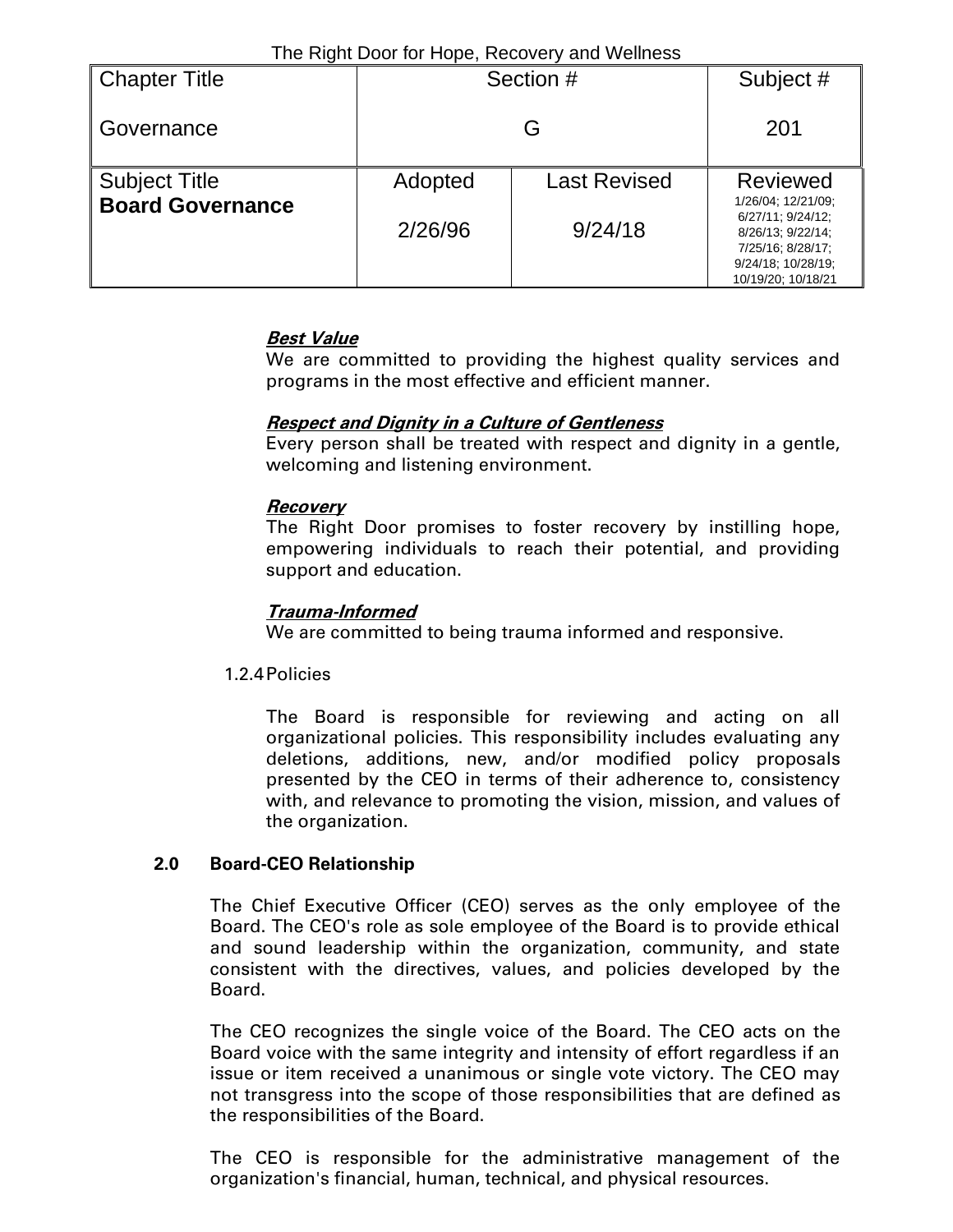| Chapter Title | Section # | | Subject # |
|---|---|---|---|
| Governance | G | | 201 |
| Subject Title **Board Governance** | Adopted 2/26/96 | Last Revised 9/24/18 | Reviewed 1/26/04; 12/21/09; 6/27/11; 9/24/12; 8/26/13; 9/22/14; 7/25/16; 8/28/17; 9/24/18; 10/28/19; 10/19/20; 10/18/21 |

***Best Value***
We are committed to providing the highest quality services and programs in the most effective and efficient manner.

***Respect and Dignity in a Culture of Gentleness***
Every person shall be treated with respect and dignity in a gentle, welcoming and listening environment.

***Recovery***
The Right Door promises to foster recovery by instilling hope, empowering individuals to reach their potential, and providing support and education.

***Trauma-Informed***
We are committed to being trauma informed and responsive.

1.2.4 Policies

The Board is responsible for reviewing and acting on all organizational policies. This responsibility includes evaluating any deletions, additions, new, and/or modified policy proposals presented by the CEO in terms of their adherence to, consistency with, and relevance to promoting the vision, mission, and values of the organization.

**2.0 Board-CEO Relationship**

The Chief Executive Officer (CEO) serves as the only employee of the Board. The CEO's role as sole employee of the Board is to provide ethical and sound leadership within the organization, community, and state consistent with the directives, values, and policies developed by the Board.

The CEO recognizes the single voice of the Board. The CEO acts on the Board voice with the same integrity and intensity of effort regardless if an issue or item received a unanimous or single vote victory. The CEO may not transgress into the scope of those responsibilities that are defined as the responsibilities of the Board.

The CEO is responsible for the administrative management of the organization's financial, human, technical, and physical resources.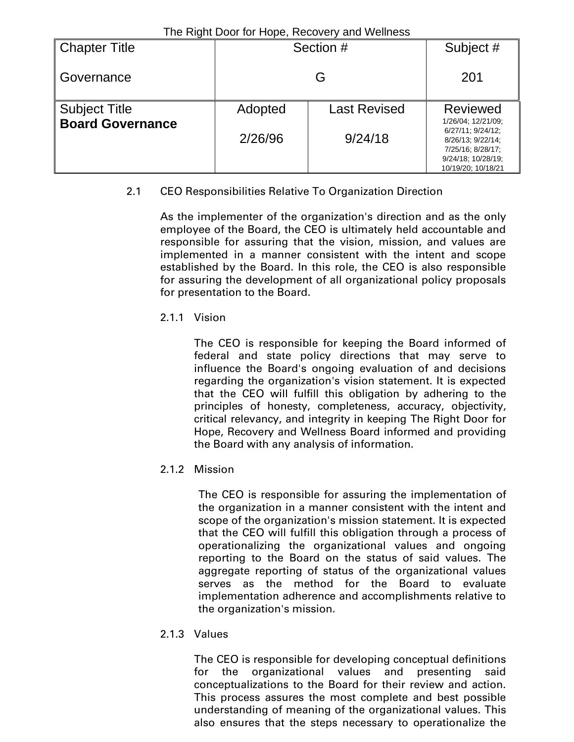| Chapter Title | Section # | | Subject # |
|---|---|---|---|
| Governance | G | | 201 |
| Subject Title **Board Governance** | Adopted | Last Revised | Reviewed |
| | 2/26/96 | 9/24/18 | 1/26/04; 12/21/09; 6/27/11; 9/24/12; 8/26/13; 9/22/14; 7/25/16; 8/28/17; 9/24/18; 10/28/19; 10/19/20; 10/18/21 |

2.1 CEO Responsibilities Relative To Organization Direction

As the implementer of the organization's direction and as the only employee of the Board, the CEO is ultimately held accountable and responsible for assuring that the vision, mission, and values are implemented in a manner consistent with the intent and scope established by the Board. In this role, the CEO is also responsible for assuring the development of all organizational policy proposals for presentation to the Board.

2.1.1 Vision

The CEO is responsible for keeping the Board informed of federal and state policy directions that may serve to influence the Board's ongoing evaluation of and decisions regarding the organization's vision statement. It is expected that the CEO will fulfill this obligation by adhering to the principles of honesty, completeness, accuracy, objectivity, critical relevancy, and integrity in keeping The Right Door for Hope, Recovery and Wellness Board informed and providing the Board with any analysis of information.

2.1.2 Mission

The CEO is responsible for assuring the implementation of the organization in a manner consistent with the intent and scope of the organization's mission statement. It is expected that the CEO will fulfill this obligation through a process of operationalizing the organizational values and ongoing reporting to the Board on the status of said values. The aggregate reporting of status of the organizational values serves as the method for the Board to evaluate implementation adherence and accomplishments relative to the organization's mission.

2.1.3 Values

The CEO is responsible for developing conceptual definitions for the organizational values and presenting said conceptualizations to the Board for their review and action. This process assures the most complete and best possible understanding of meaning of the organizational values. This also ensures that the steps necessary to operationalize the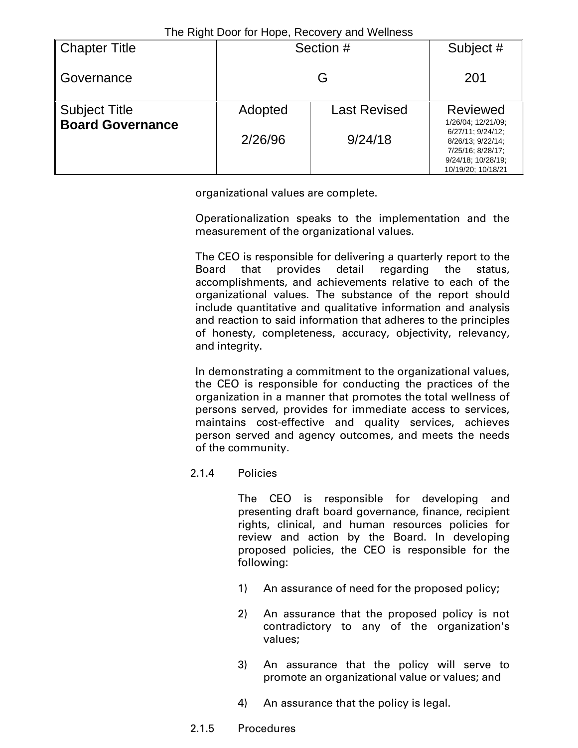organizational values are complete.

Operationalization speaks to the implementation and the measurement of the organizational values.

The CEO is responsible for delivering a quarterly report to the Board that provides detail regarding the status, accomplishments, and achievements relative to each of the organizational values. The substance of the report should include quantitative and qualitative information and analysis and reaction to said information that adheres to the principles of honesty, completeness, accuracy, objectivity, relevancy, and integrity.

In demonstrating a commitment to the organizational values, the CEO is responsible for conducting the practices of the organization in a manner that promotes the total wellness of persons served, provides for immediate access to services, maintains cost-effective and quality services, achieves person served and agency outcomes, and meets the needs of the community.

2.1.4 Policies

The CEO is responsible for developing and presenting draft board governance, finance, recipient rights, clinical, and human resources policies for review and action by the Board. In developing proposed policies, the CEO is responsible for the following:

1) An assurance of need for the proposed policy;

2) An assurance that the proposed policy is not contradictory to any of the organization's values;

3) An assurance that the policy will serve to promote an organizational value or values; and

4) An assurance that the policy is legal.

2.1.5 Procedures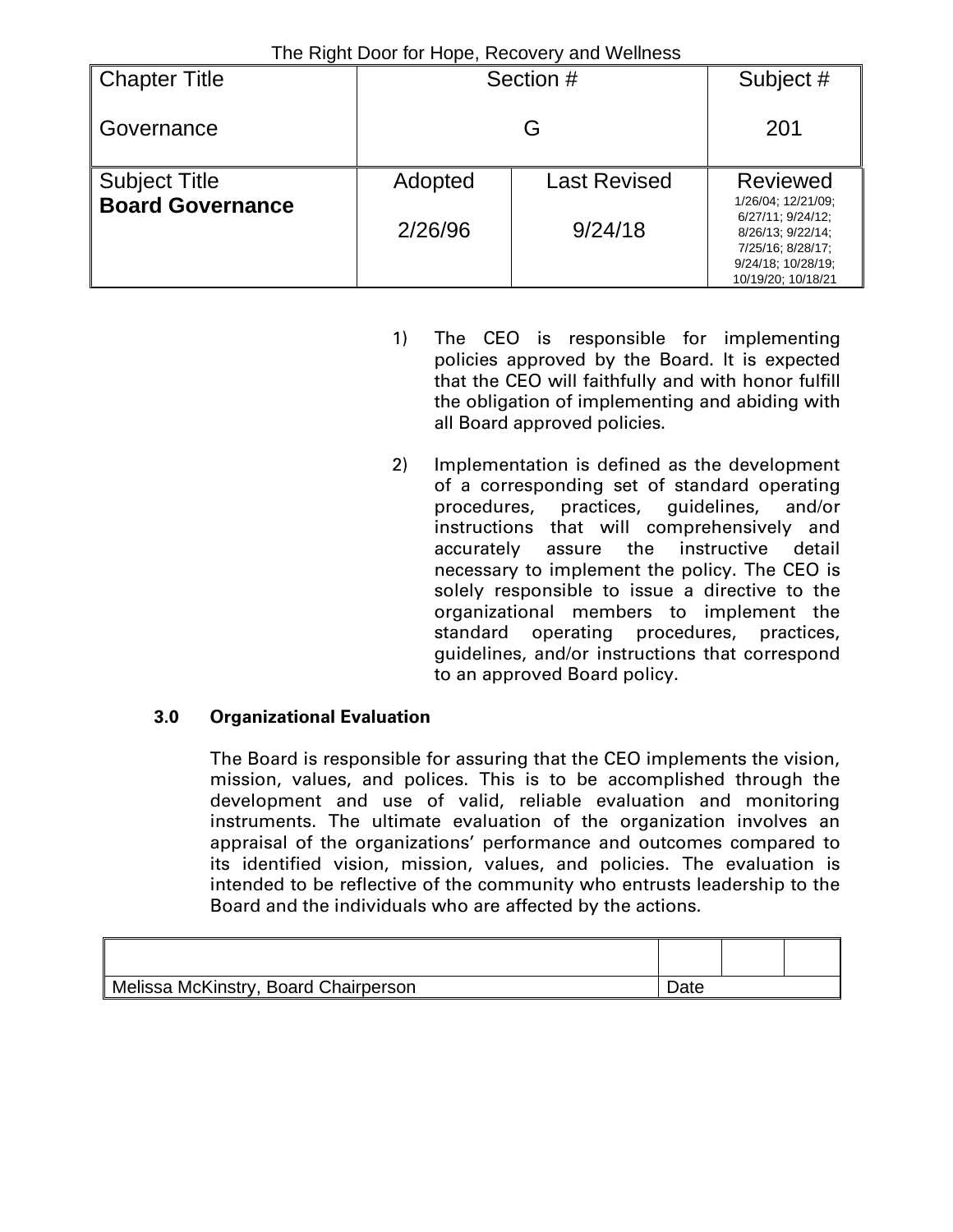The Right Door for Hope, Recovery and Wellness

| Chapter Title | Section # | | Subject # |
|---|---|---|---|
| Governance | G | | 201 |
| Subject Title **Board Governance** | Adopted 2/26/96 | Last Revised 9/24/18 | Reviewed 1/26/04; 12/21/09; 6/27/11; 9/24/12; 8/26/13; 9/22/14; 7/25/16; 8/28/17; 9/24/18; 10/28/19; 10/19/20; 10/18/21 |

1) The CEO is responsible for implementing policies approved by the Board. It is expected that the CEO will faithfully and with honor fulfill the obligation of implementing and abiding with all Board approved policies.

2) Implementation is defined as the development of a corresponding set of standard operating procedures, practices, guidelines, and/or instructions that will comprehensively and accurately assure the instructive detail necessary to implement the policy. The CEO is solely responsible to issue a directive to the organizational members to implement the standard operating procedures, practices, guidelines, and/or instructions that correspond to an approved Board policy.

### 3.0 Organizational Evaluation

The Board is responsible for assuring that the CEO implements the vision, mission, values, and polices. This is to be accomplished through the development and use of valid, reliable evaluation and monitoring instruments. The ultimate evaluation of the organization involves an appraisal of the organizations' performance and outcomes compared to its identified vision, mission, values, and policies. The evaluation is intended to be reflective of the community who entrusts leadership to the Board and the individuals who are affected by the actions.

| | | | |
|---|---|---|---|
| Melissa McKinstry, Board Chairperson | Date | | |